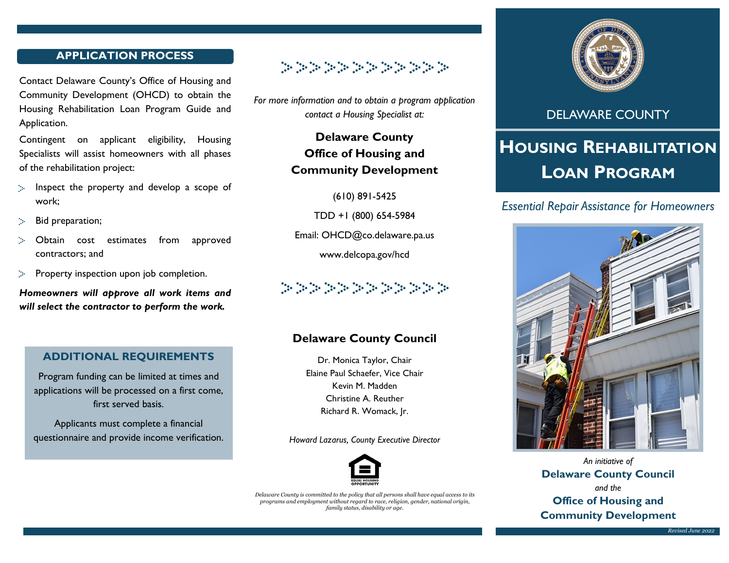## APPLICATION PROCESS

Contact Delaware County's Office of Housing and Community Development (OHCD) to obtain the Housing Rehabilitation Loan Program Guide and Application.

Contingent on applicant eligibility, Housing Specialists will assist homeowners with all phases of the rehabilitation project:

- Inspect the property and develop a scope of work;
- Bid preparation;
- Obtain cost estimates from approved contractors; and
- Property inspection upon job completion.

***Homeowners will approve all work items and will select the contractor to perform the work.***

## ADDITIONAL REQUIREMENTS

Program funding can be limited at times and applications will be processed on a first come, first served basis.

Applicants must complete a financial questionnaire and provide income verification.

*For more information and to obtain a program application contact a Housing Specialist at:*

**Delaware County Office of Housing and Community Development**

(610) 891-5425

TDD +1 (800) 654-5984

Email: OHCD@co.delaware.pa.us

www.delcopa.gov/hcd

## Delaware County Council

Dr. Monica Taylor, Chair
Elaine Paul Schaefer, Vice Chair
Kevin M. Madden
Christine A. Reuther
Richard R. Womack, Jr.

*Howard Lazarus, County Executive Director*

EQUAL HOUSING OPPORTUNITY

*Delaware County is committed to the policy that all persons shall have equal access to its programs and employment without regard to race, religion, gender, national origin, family status, disability or age.*

DELAWARE COUNTY

# Housing Rehabilitation Loan Program

*Essential Repair Assistance for Homeowners*

*An initiative of*
**Delaware County Council**
*and the*
**Office of Housing and Community Development**

*Revised June 2022*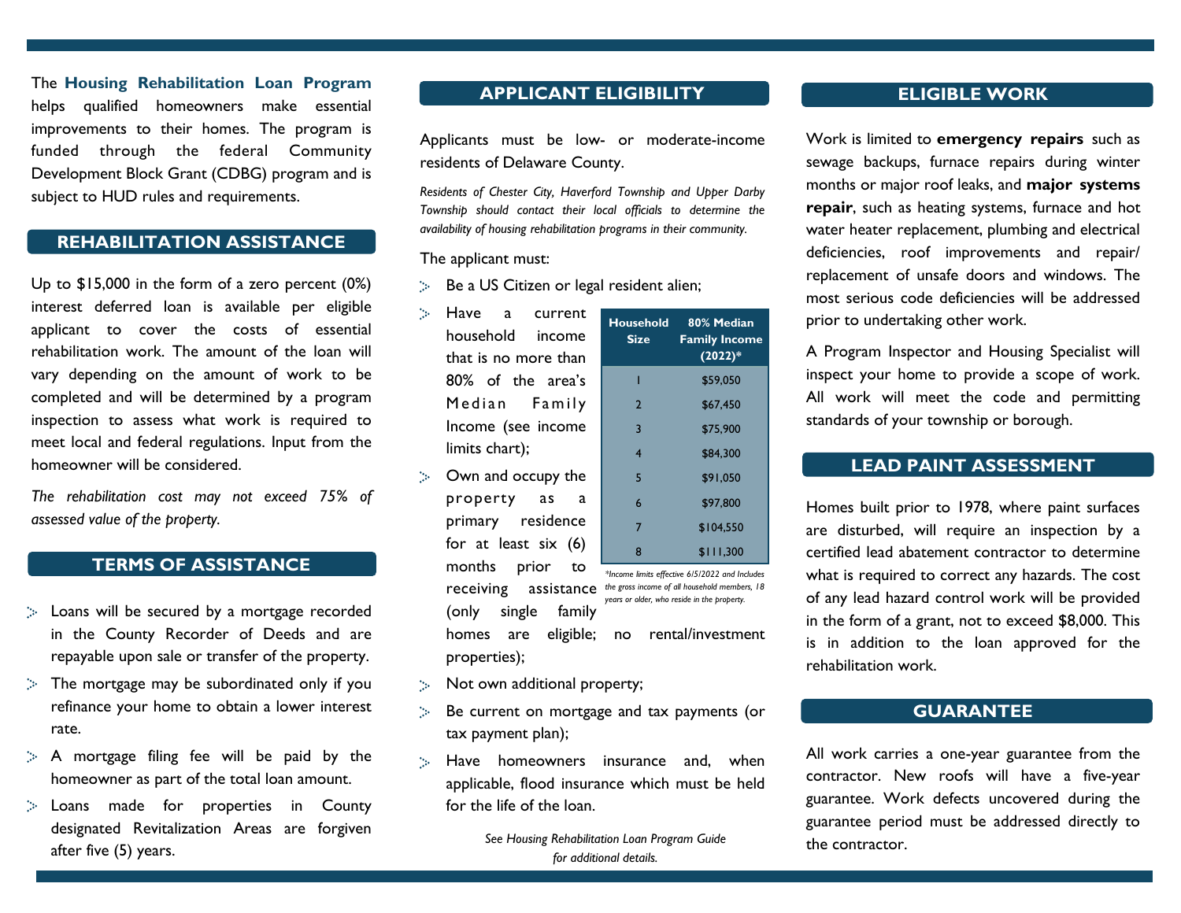The **Housing Rehabilitation Loan Program** helps qualified homeowners make essential improvements to their homes. The program is funded through the federal Community Development Block Grant (CDBG) program and is subject to HUD rules and requirements.

## REHABILITATION ASSISTANCE

Up to $15,000 in the form of a zero percent (0%) interest deferred loan is available per eligible applicant to cover the costs of essential rehabilitation work. The amount of the loan will vary depending on the amount of work to be completed and will be determined by a program inspection to assess what work is required to meet local and federal regulations. Input from the homeowner will be considered.

*The rehabilitation cost may not exceed 75% of assessed value of the property.*

## TERMS OF ASSISTANCE

- Loans will be secured by a mortgage recorded in the County Recorder of Deeds and are repayable upon sale or transfer of the property.
- The mortgage may be subordinated only if you refinance your home to obtain a lower interest rate.
- A mortgage filing fee will be paid by the homeowner as part of the total loan amount.
- Loans made for properties in County designated Revitalization Areas are forgiven after five (5) years.

## APPLICANT ELIGIBILITY

Applicants must be low- or moderate-income residents of Delaware County.

*Residents of Chester City, Haverford Township and Upper Darby Township should contact their local officials to determine the availability of housing rehabilitation programs in their community.*

The applicant must:

- Be a US Citizen or legal resident alien;
- Have a current household income that is no more than 80% of the area's Median Family Income (see income limits chart);
- Own and occupy the property as a primary residence for at least six (6) months prior to receiving assistance (only single family homes are eligible; no rental/investment properties);
- Not own additional property;
- Be current on mortgage and tax payments (or tax payment plan);
- Have homeowners insurance and, when applicable, flood insurance which must be held for the life of the loan.

| Household Size | 80% Median Family Income (2022)* |
|---|---|
| 1 | $59,050 |
| 2 | $67,450 |
| 3 | $75,900 |
| 4 | $84,300 |
| 5 | $91,050 |
| 6 | $97,800 |
| 7 | $104,550 |
| 8 | $111,300 |

*\*Income limits effective 6/5/2022 and Includes the gross income of all household members, 18 years or older, who reside in the property.*

*See Housing Rehabilitation Loan Program Guide for additional details.*

## ELIGIBLE WORK

Work is limited to **emergency repairs** such as sewage backups, furnace repairs during winter months or major roof leaks, and **major systems repair**, such as heating systems, furnace and hot water heater replacement, plumbing and electrical deficiencies, roof improvements and repair/ replacement of unsafe doors and windows. The most serious code deficiencies will be addressed prior to undertaking other work.

A Program Inspector and Housing Specialist will inspect your home to provide a scope of work. All work will meet the code and permitting standards of your township or borough.

## LEAD PAINT ASSESSMENT

Homes built prior to 1978, where paint surfaces are disturbed, will require an inspection by a certified lead abatement contractor to determine what is required to correct any hazards. The cost of any lead hazard control work will be provided in the form of a grant, not to exceed $8,000. This is in addition to the loan approved for the rehabilitation work.

## GUARANTEE

All work carries a one-year guarantee from the contractor. New roofs will have a five-year guarantee. Work defects uncovered during the guarantee period must be addressed directly to the contractor.